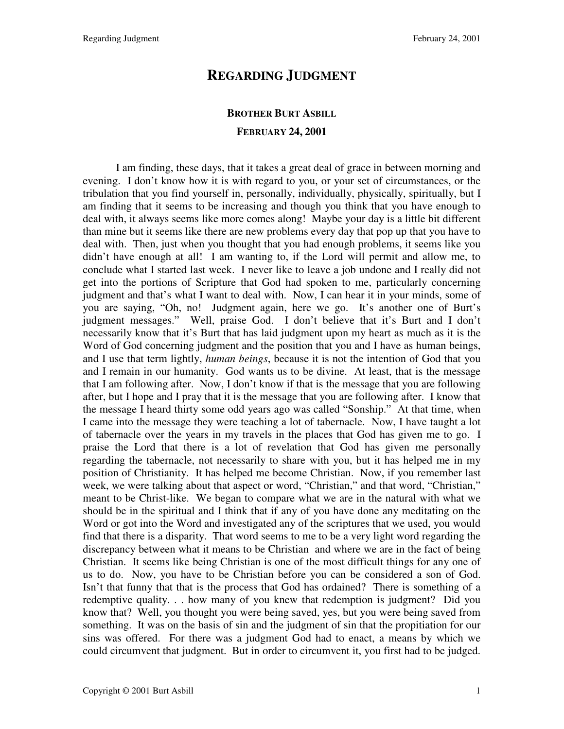# REGARDING JUDGMENT

**BROTHER BURT ASBILL**

**FEBRUARY 24, 2001**

I am finding, these days, that it takes a great deal of grace in between morning and evening. I don't know how it is with regard to you, or your set of circumstances, or the tribulation that you find yourself in, personally, individually, physically, spiritually, but I am finding that it seems to be increasing and though you think that you have enough to deal with, it always seems like more comes along! Maybe your day is a little bit different than mine but it seems like there are new problems every day that pop up that you have to deal with. Then, just when you thought that you had enough problems, it seems like you didn't have enough at all! I am wanting to, if the Lord will permit and allow me, to conclude what I started last week. I never like to leave a job undone and I really did not get into the portions of Scripture that God had spoken to me, particularly concerning judgment and that's what I want to deal with. Now, I can hear it in your minds, some of you are saying, "Oh, no! Judgment again, here we go. It's another one of Burt's judgment messages." Well, praise God. I don't believe that it's Burt and I don't necessarily know that it's Burt that has laid judgment upon my heart as much as it is the Word of God concerning judgment and the position that you and I have as human beings, and I use that term lightly, *human beings*, because it is not the intention of God that you and I remain in our humanity. God wants us to be divine. At least, that is the message that I am following after. Now, I don't know if that is the message that you are following after, but I hope and I pray that it is the message that you are following after. I know that the message I heard thirty some odd years ago was called "Sonship." At that time, when I came into the message they were teaching a lot of tabernacle. Now, I have taught a lot of tabernacle over the years in my travels in the places that God has given me to go. I praise the Lord that there is a lot of revelation that God has given me personally regarding the tabernacle, not necessarily to share with you, but it has helped me in my position of Christianity. It has helped me become Christian. Now, if you remember last week, we were talking about that aspect or word, "Christian," and that word, "Christian," meant to be Christ-like. We began to compare what we are in the natural with what we should be in the spiritual and I think that if any of you have done any meditating on the Word or got into the Word and investigated any of the scriptures that we used, you would find that there is a disparity. That word seems to me to be a very light word regarding the discrepancy between what it means to be Christian and where we are in the fact of being Christian. It seems like being Christian is one of the most difficult things for any one of us to do. Now, you have to be Christian before you can be considered a son of God. Isn't that funny that that is the process that God has ordained? There is something of a redemptive quality. . . how many of you knew that redemption is judgment? Did you know that? Well, you thought you were being saved, yes, but you were being saved from something. It was on the basis of sin and the judgment of sin that the propitiation for our sins was offered. For there was a judgment God had to enact, a means by which we could circumvent that judgment. But in order to circumvent it, you first had to be judged.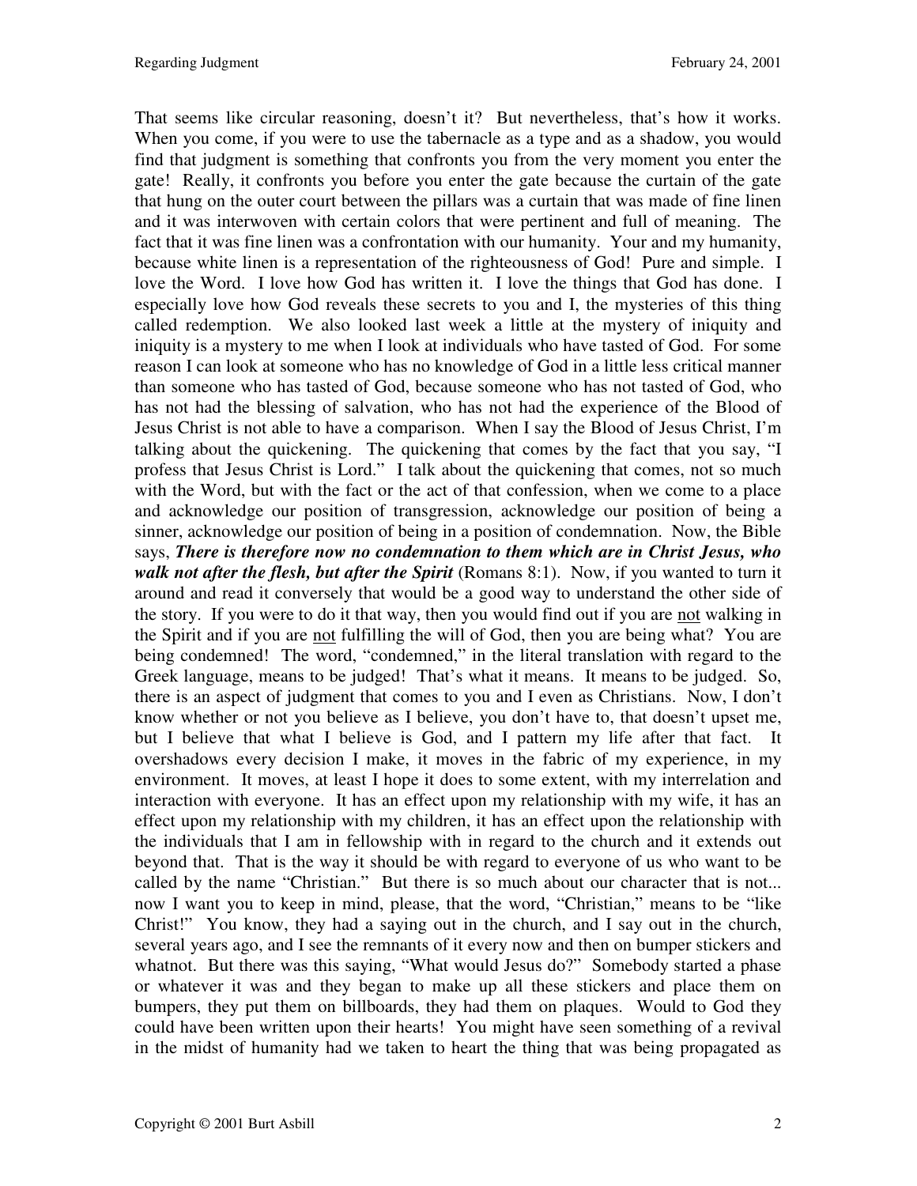That seems like circular reasoning, doesn't it? But nevertheless, that's how it works. When you come, if you were to use the tabernacle as a type and as a shadow, you would find that judgment is something that confronts you from the very moment you enter the gate! Really, it confronts you before you enter the gate because the curtain of the gate that hung on the outer court between the pillars was a curtain that was made of fine linen and it was interwoven with certain colors that were pertinent and full of meaning. The fact that it was fine linen was a confrontation with our humanity. Your and my humanity, because white linen is a representation of the righteousness of God! Pure and simple. I love the Word. I love how God has written it. I love the things that God has done. I especially love how God reveals these secrets to you and I, the mysteries of this thing called redemption. We also looked last week a little at the mystery of iniquity and iniquity is a mystery to me when I look at individuals who have tasted of God. For some reason I can look at someone who has no knowledge of God in a little less critical manner than someone who has tasted of God, because someone who has not tasted of God, who has not had the blessing of salvation, who has not had the experience of the Blood of Jesus Christ is not able to have a comparison. When I say the Blood of Jesus Christ, I'm talking about the quickening. The quickening that comes by the fact that you say, "I profess that Jesus Christ is Lord." I talk about the quickening that comes, not so much with the Word, but with the fact or the act of that confession, when we come to a place and acknowledge our position of transgression, acknowledge our position of being a sinner, acknowledge our position of being in a position of condemnation. Now, the Bible says, ***There is therefore now no condemnation to them which are in Christ Jesus, who walk not after the flesh, but after the Spirit*** (Romans 8:1). Now, if you wanted to turn it around and read it conversely that would be a good way to understand the other side of the story. If you were to do it that way, then you would find out if you are <u>not</u> walking in the Spirit and if you are <u>not</u> fulfilling the will of God, then you are being what? You are being condemned! The word, "condemned," in the literal translation with regard to the Greek language, means to be judged! That's what it means. It means to be judged. So, there is an aspect of judgment that comes to you and I even as Christians. Now, I don't know whether or not you believe as I believe, you don't have to, that doesn't upset me, but I believe that what I believe is God, and I pattern my life after that fact. It overshadows every decision I make, it moves in the fabric of my experience, in my environment. It moves, at least I hope it does to some extent, with my interrelation and interaction with everyone. It has an effect upon my relationship with my wife, it has an effect upon my relationship with my children, it has an effect upon the relationship with the individuals that I am in fellowship with in regard to the church and it extends out beyond that. That is the way it should be with regard to everyone of us who want to be called by the name "Christian." But there is so much about our character that is not... now I want you to keep in mind, please, that the word, "Christian," means to be "like Christ!" You know, they had a saying out in the church, and I say out in the church, several years ago, and I see the remnants of it every now and then on bumper stickers and whatnot. But there was this saying, "What would Jesus do?" Somebody started a phase or whatever it was and they began to make up all these stickers and place them on bumpers, they put them on billboards, they had them on plaques. Would to God they could have been written upon their hearts! You might have seen something of a revival in the midst of humanity had we taken to heart the thing that was being propagated as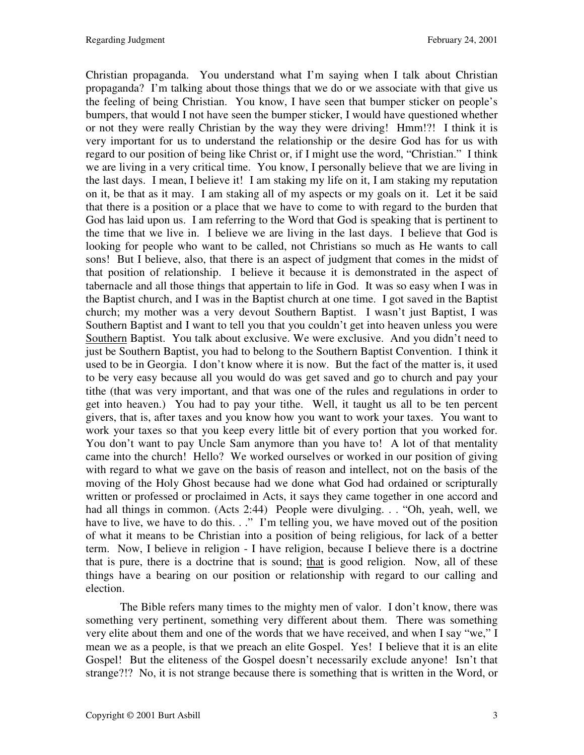Christian propaganda. You understand what I'm saying when I talk about Christian propaganda? I'm talking about those things that we do or we associate with that give us the feeling of being Christian. You know, I have seen that bumper sticker on people's bumpers, that would I not have seen the bumper sticker, I would have questioned whether or not they were really Christian by the way they were driving! Hmm!?! I think it is very important for us to understand the relationship or the desire God has for us with regard to our position of being like Christ or, if I might use the word, "Christian." I think we are living in a very critical time. You know, I personally believe that we are living in the last days. I mean, I believe it! I am staking my life on it, I am staking my reputation on it, be that as it may. I am staking all of my aspects or my goals on it. Let it be said that there is a position or a place that we have to come to with regard to the burden that God has laid upon us. I am referring to the Word that God is speaking that is pertinent to the time that we live in. I believe we are living in the last days. I believe that God is looking for people who want to be called, not Christians so much as He wants to call sons! But I believe, also, that there is an aspect of judgment that comes in the midst of that position of relationship. I believe it because it is demonstrated in the aspect of tabernacle and all those things that appertain to life in God. It was so easy when I was in the Baptist church, and I was in the Baptist church at one time. I got saved in the Baptist church; my mother was a very devout Southern Baptist. I wasn't just Baptist, I was Southern Baptist and I want to tell you that you couldn't get into heaven unless you were <u>Southern</u> Baptist. You talk about exclusive. We were exclusive. And you didn't need to just be Southern Baptist, you had to belong to the Southern Baptist Convention. I think it used to be in Georgia. I don't know where it is now. But the fact of the matter is, it used to be very easy because all you would do was get saved and go to church and pay your tithe (that was very important, and that was one of the rules and regulations in order to get into heaven.) You had to pay your tithe. Well, it taught us all to be ten percent givers, that is, after taxes and you know how you want to work your taxes. You want to work your taxes so that you keep every little bit of every portion that you worked for. You don't want to pay Uncle Sam anymore than you have to! A lot of that mentality came into the church! Hello? We worked ourselves or worked in our position of giving with regard to what we gave on the basis of reason and intellect, not on the basis of the moving of the Holy Ghost because had we done what God had ordained or scripturally written or professed or proclaimed in Acts, it says they came together in one accord and had all things in common. (Acts 2:44) People were divulging. . . "Oh, yeah, well, we have to live, we have to do this. . ." I'm telling you, we have moved out of the position of what it means to be Christian into a position of being religious, for lack of a better term. Now, I believe in religion - I have religion, because I believe there is a doctrine that is pure, there is a doctrine that is sound; <u>that</u> is good religion. Now, all of these things have a bearing on our position or relationship with regard to our calling and election.

The Bible refers many times to the mighty men of valor. I don't know, there was something very pertinent, something very different about them. There was something very elite about them and one of the words that we have received, and when I say "we," I mean we as a people, is that we preach an elite Gospel. Yes! I believe that it is an elite Gospel! But the eliteness of the Gospel doesn't necessarily exclude anyone! Isn't that strange?!? No, it is not strange because there is something that is written in the Word, or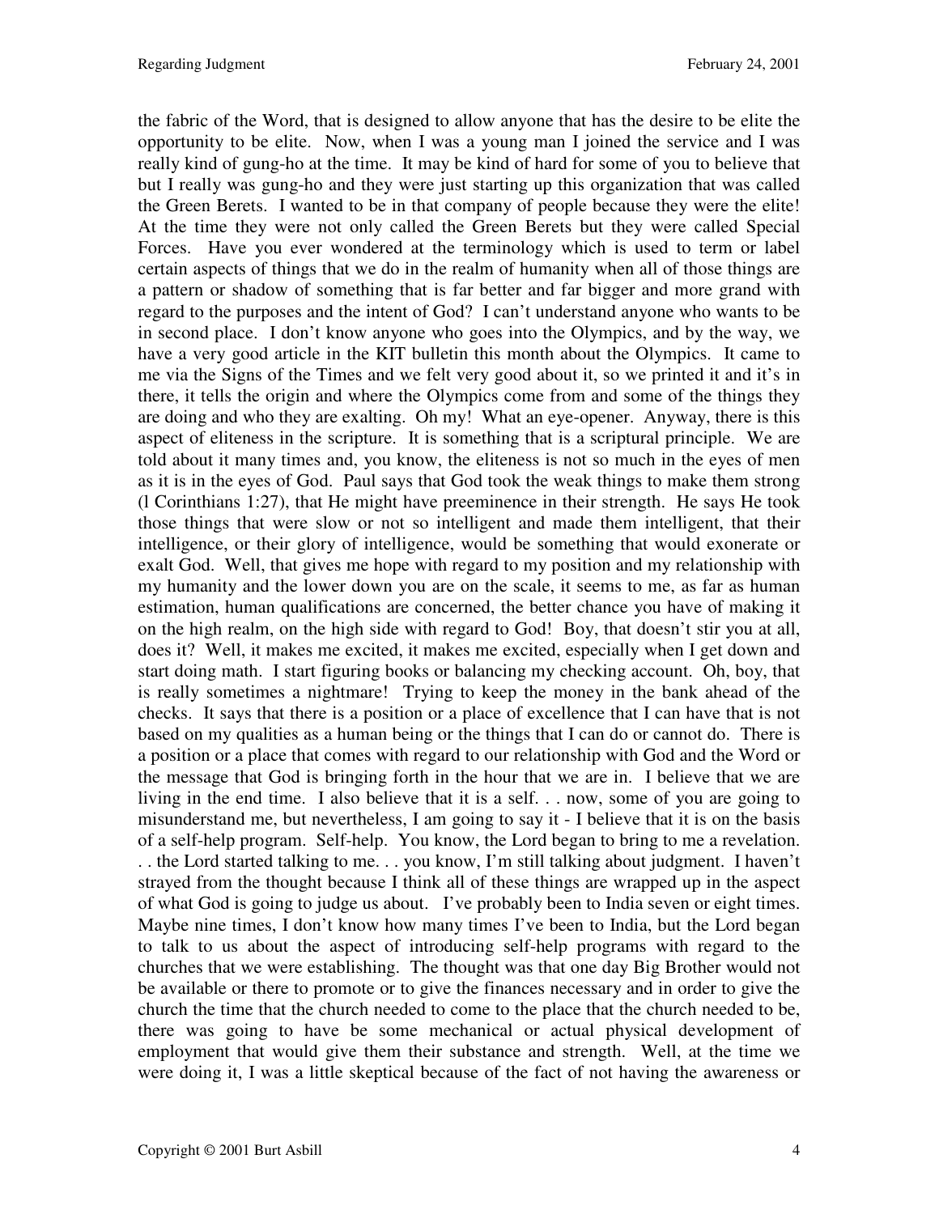the fabric of the Word, that is designed to allow anyone that has the desire to be elite the opportunity to be elite. Now, when I was a young man I joined the service and I was really kind of gung-ho at the time. It may be kind of hard for some of you to believe that but I really was gung-ho and they were just starting up this organization that was called the Green Berets. I wanted to be in that company of people because they were the elite! At the time they were not only called the Green Berets but they were called Special Forces. Have you ever wondered at the terminology which is used to term or label certain aspects of things that we do in the realm of humanity when all of those things are a pattern or shadow of something that is far better and far bigger and more grand with regard to the purposes and the intent of God? I can't understand anyone who wants to be in second place. I don't know anyone who goes into the Olympics, and by the way, we have a very good article in the KIT bulletin this month about the Olympics. It came to me via the Signs of the Times and we felt very good about it, so we printed it and it's in there, it tells the origin and where the Olympics come from and some of the things they are doing and who they are exalting. Oh my! What an eye-opener. Anyway, there is this aspect of eliteness in the scripture. It is something that is a scriptural principle. We are told about it many times and, you know, the eliteness is not so much in the eyes of men as it is in the eyes of God. Paul says that God took the weak things to make them strong (I Corinthians 1:27), that He might have preeminence in their strength. He says He took those things that were slow or not so intelligent and made them intelligent, that their intelligence, or their glory of intelligence, would be something that would exonerate or exalt God. Well, that gives me hope with regard to my position and my relationship with my humanity and the lower down you are on the scale, it seems to me, as far as human estimation, human qualifications are concerned, the better chance you have of making it on the high realm, on the high side with regard to God! Boy, that doesn't stir you at all, does it? Well, it makes me excited, it makes me excited, especially when I get down and start doing math. I start figuring books or balancing my checking account. Oh, boy, that is really sometimes a nightmare! Trying to keep the money in the bank ahead of the checks. It says that there is a position or a place of excellence that I can have that is not based on my qualities as a human being or the things that I can do or cannot do. There is a position or a place that comes with regard to our relationship with God and the Word or the message that God is bringing forth in the hour that we are in. I believe that we are living in the end time. I also believe that it is a self. . . now, some of you are going to misunderstand me, but nevertheless, I am going to say it - I believe that it is on the basis of a self-help program. Self-help. You know, the Lord began to bring to me a revelation. . . the Lord started talking to me. . . you know, I'm still talking about judgment. I haven't strayed from the thought because I think all of these things are wrapped up in the aspect of what God is going to judge us about. I've probably been to India seven or eight times. Maybe nine times, I don't know how many times I've been to India, but the Lord began to talk to us about the aspect of introducing self-help programs with regard to the churches that we were establishing. The thought was that one day Big Brother would not be available or there to promote or to give the finances necessary and in order to give the church the time that the church needed to come to the place that the church needed to be, there was going to have be some mechanical or actual physical development of employment that would give them their substance and strength. Well, at the time we were doing it, I was a little skeptical because of the fact of not having the awareness or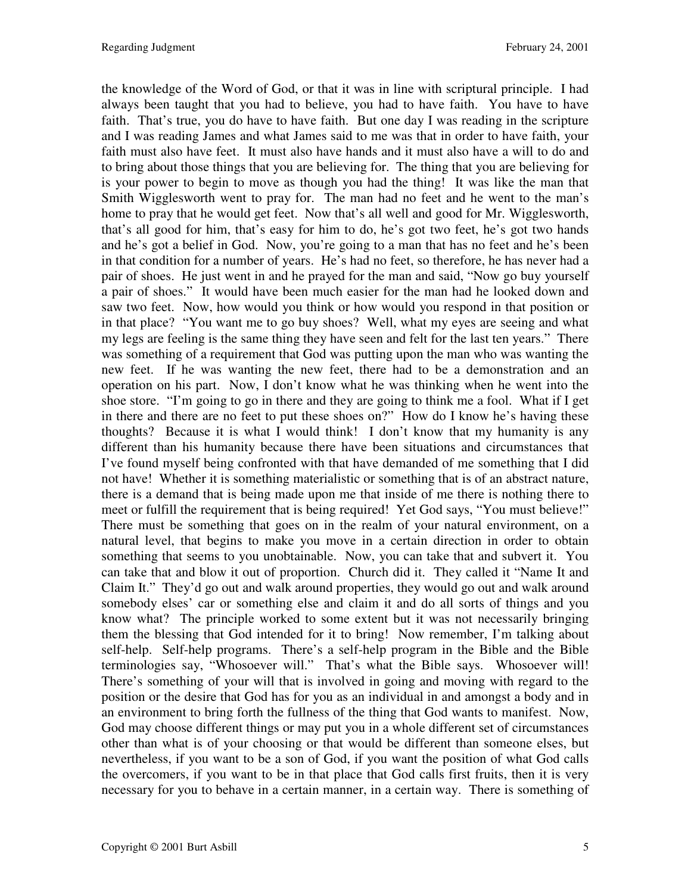the knowledge of the Word of God, or that it was in line with scriptural principle. I had always been taught that you had to believe, you had to have faith. You have to have faith. That's true, you do have to have faith. But one day I was reading in the scripture and I was reading James and what James said to me was that in order to have faith, your faith must also have feet. It must also have hands and it must also have a will to do and to bring about those things that you are believing for. The thing that you are believing for is your power to begin to move as though you had the thing! It was like the man that Smith Wigglesworth went to pray for. The man had no feet and he went to the man's home to pray that he would get feet. Now that's all well and good for Mr. Wigglesworth, that's all good for him, that's easy for him to do, he's got two feet, he's got two hands and he's got a belief in God. Now, you're going to a man that has no feet and he's been in that condition for a number of years. He's had no feet, so therefore, he has never had a pair of shoes. He just went in and he prayed for the man and said, "Now go buy yourself a pair of shoes." It would have been much easier for the man had he looked down and saw two feet. Now, how would you think or how would you respond in that position or in that place? "You want me to go buy shoes? Well, what my eyes are seeing and what my legs are feeling is the same thing they have seen and felt for the last ten years." There was something of a requirement that God was putting upon the man who was wanting the new feet. If he was wanting the new feet, there had to be a demonstration and an operation on his part. Now, I don't know what he was thinking when he went into the shoe store. "I'm going to go in there and they are going to think me a fool. What if I get in there and there are no feet to put these shoes on?" How do I know he's having these thoughts? Because it is what I would think! I don't know that my humanity is any different than his humanity because there have been situations and circumstances that I've found myself being confronted with that have demanded of me something that I did not have! Whether it is something materialistic or something that is of an abstract nature, there is a demand that is being made upon me that inside of me there is nothing there to meet or fulfill the requirement that is being required! Yet God says, "You must believe!" There must be something that goes on in the realm of your natural environment, on a natural level, that begins to make you move in a certain direction in order to obtain something that seems to you unobtainable. Now, you can take that and subvert it. You can take that and blow it out of proportion. Church did it. They called it "Name It and Claim It." They'd go out and walk around properties, they would go out and walk around somebody elses' car or something else and claim it and do all sorts of things and you know what? The principle worked to some extent but it was not necessarily bringing them the blessing that God intended for it to bring! Now remember, I'm talking about self-help. Self-help programs. There's a self-help program in the Bible and the Bible terminologies say, "Whosoever will." That's what the Bible says. Whosoever will! There's something of your will that is involved in going and moving with regard to the position or the desire that God has for you as an individual in and amongst a body and in an environment to bring forth the fullness of the thing that God wants to manifest. Now, God may choose different things or may put you in a whole different set of circumstances other than what is of your choosing or that would be different than someone elses, but nevertheless, if you want to be a son of God, if you want the position of what God calls the overcomers, if you want to be in that place that God calls first fruits, then it is very necessary for you to behave in a certain manner, in a certain way. There is something of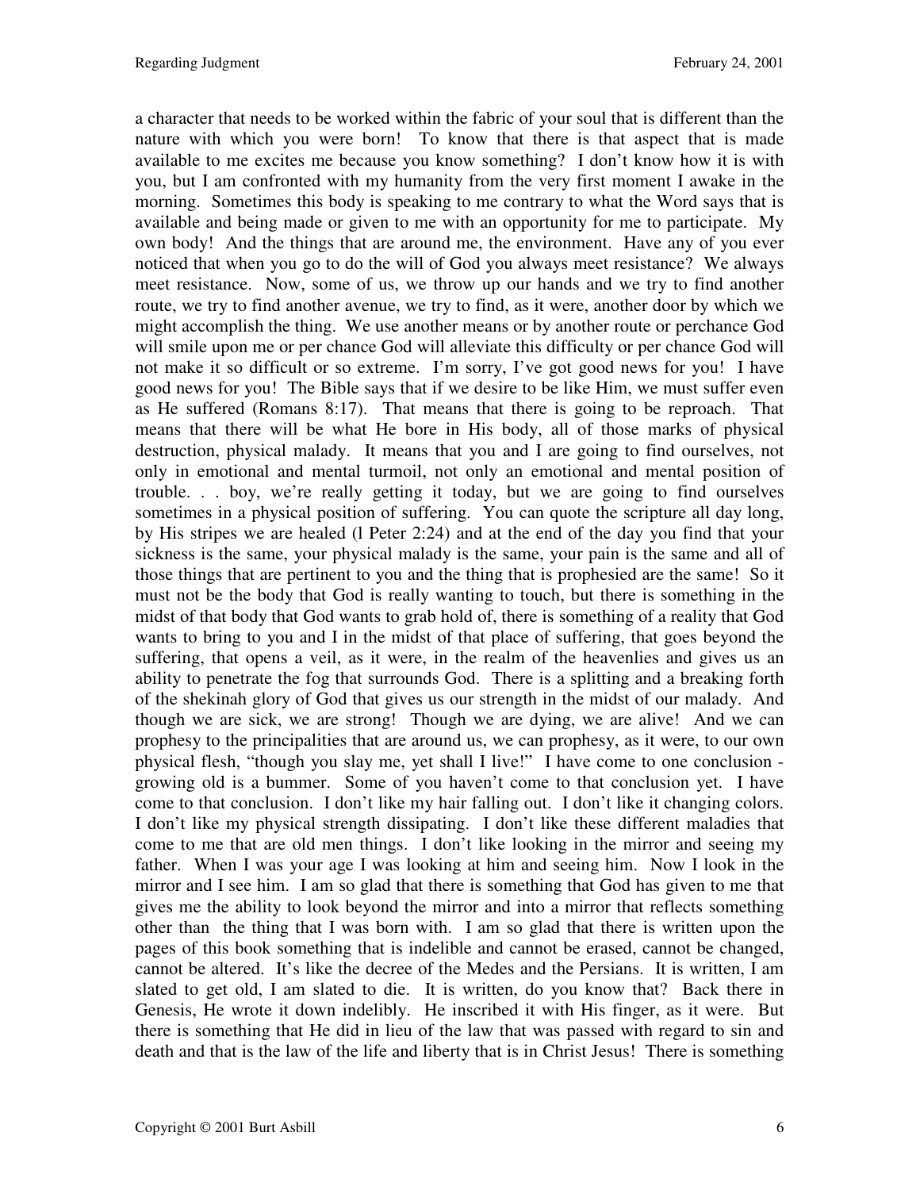a character that needs to be worked within the fabric of your soul that is different than the nature with which you were born! To know that there is that aspect that is made available to me excites me because you know something? I don't know how it is with you, but I am confronted with my humanity from the very first moment I awake in the morning. Sometimes this body is speaking to me contrary to what the Word says that is available and being made or given to me with an opportunity for me to participate. My own body! And the things that are around me, the environment. Have any of you ever noticed that when you go to do the will of God you always meet resistance? We always meet resistance. Now, some of us, we throw up our hands and we try to find another route, we try to find another avenue, we try to find, as it were, another door by which we might accomplish the thing. We use another means or by another route or perchance God will smile upon me or per chance God will alleviate this difficulty or per chance God will not make it so difficult or so extreme. I'm sorry, I've got good news for you! I have good news for you! The Bible says that if we desire to be like Him, we must suffer even as He suffered (Romans 8:17). That means that there is going to be reproach. That means that there will be what He bore in His body, all of those marks of physical destruction, physical malady. It means that you and I are going to find ourselves, not only in emotional and mental turmoil, not only an emotional and mental position of trouble. . . boy, we're really getting it today, but we are going to find ourselves sometimes in a physical position of suffering. You can quote the scripture all day long, by His stripes we are healed (l Peter 2:24) and at the end of the day you find that your sickness is the same, your physical malady is the same, your pain is the same and all of those things that are pertinent to you and the thing that is prophesied are the same! So it must not be the body that God is really wanting to touch, but there is something in the midst of that body that God wants to grab hold of, there is something of a reality that God wants to bring to you and I in the midst of that place of suffering, that goes beyond the suffering, that opens a veil, as it were, in the realm of the heavenlies and gives us an ability to penetrate the fog that surrounds God. There is a splitting and a breaking forth of the shekinah glory of God that gives us our strength in the midst of our malady. And though we are sick, we are strong! Though we are dying, we are alive! And we can prophesy to the principalities that are around us, we can prophesy, as it were, to our own physical flesh, "though you slay me, yet shall I live!" I have come to one conclusion - growing old is a bummer. Some of you haven't come to that conclusion yet. I have come to that conclusion. I don't like my hair falling out. I don't like it changing colors. I don't like my physical strength dissipating. I don't like these different maladies that come to me that are old men things. I don't like looking in the mirror and seeing my father. When I was your age I was looking at him and seeing him. Now I look in the mirror and I see him. I am so glad that there is something that God has given to me that gives me the ability to look beyond the mirror and into a mirror that reflects something other than the thing that I was born with. I am so glad that there is written upon the pages of this book something that is indelible and cannot be erased, cannot be changed, cannot be altered. It's like the decree of the Medes and the Persians. It is written, I am slated to get old, I am slated to die. It is written, do you know that? Back there in Genesis, He wrote it down indelibly. He inscribed it with His finger, as it were. But there is something that He did in lieu of the law that was passed with regard to sin and death and that is the law of the life and liberty that is in Christ Jesus! There is something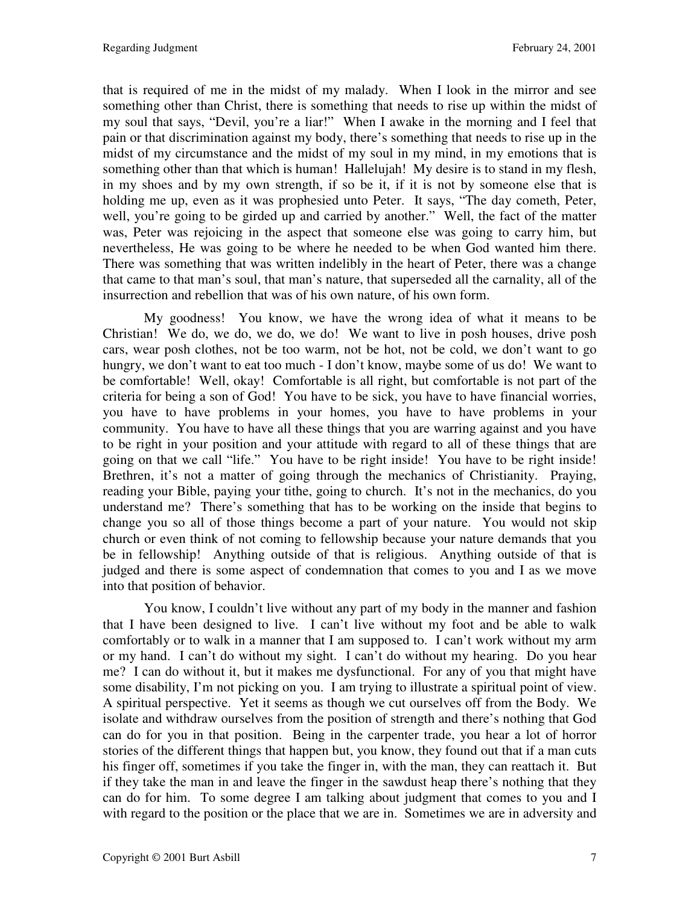that is required of me in the midst of my malady. When I look in the mirror and see something other than Christ, there is something that needs to rise up within the midst of my soul that says, "Devil, you're a liar!" When I awake in the morning and I feel that pain or that discrimination against my body, there's something that needs to rise up in the midst of my circumstance and the midst of my soul in my mind, in my emotions that is something other than that which is human! Hallelujah! My desire is to stand in my flesh, in my shoes and by my own strength, if so be it, if it is not by someone else that is holding me up, even as it was prophesied unto Peter. It says, "The day cometh, Peter, well, you're going to be girded up and carried by another." Well, the fact of the matter was, Peter was rejoicing in the aspect that someone else was going to carry him, but nevertheless, He was going to be where he needed to be when God wanted him there. There was something that was written indelibly in the heart of Peter, there was a change that came to that man's soul, that man's nature, that superseded all the carnality, all of the insurrection and rebellion that was of his own nature, of his own form.

My goodness! You know, we have the wrong idea of what it means to be Christian! We do, we do, we do, we do! We want to live in posh houses, drive posh cars, wear posh clothes, not be too warm, not be hot, not be cold, we don't want to go hungry, we don't want to eat too much - I don't know, maybe some of us do! We want to be comfortable! Well, okay! Comfortable is all right, but comfortable is not part of the criteria for being a son of God! You have to be sick, you have to have financial worries, you have to have problems in your homes, you have to have problems in your community. You have to have all these things that you are warring against and you have to be right in your position and your attitude with regard to all of these things that are going on that we call "life." You have to be right inside! You have to be right inside! Brethren, it's not a matter of going through the mechanics of Christianity. Praying, reading your Bible, paying your tithe, going to church. It's not in the mechanics, do you understand me? There's something that has to be working on the inside that begins to change you so all of those things become a part of your nature. You would not skip church or even think of not coming to fellowship because your nature demands that you be in fellowship! Anything outside of that is religious. Anything outside of that is judged and there is some aspect of condemnation that comes to you and I as we move into that position of behavior.

You know, I couldn't live without any part of my body in the manner and fashion that I have been designed to live. I can't live without my foot and be able to walk comfortably or to walk in a manner that I am supposed to. I can't work without my arm or my hand. I can't do without my sight. I can't do without my hearing. Do you hear me? I can do without it, but it makes me dysfunctional. For any of you that might have some disability, I'm not picking on you. I am trying to illustrate a spiritual point of view. A spiritual perspective. Yet it seems as though we cut ourselves off from the Body. We isolate and withdraw ourselves from the position of strength and there's nothing that God can do for you in that position. Being in the carpenter trade, you hear a lot of horror stories of the different things that happen but, you know, they found out that if a man cuts his finger off, sometimes if you take the finger in, with the man, they can reattach it. But if they take the man in and leave the finger in the sawdust heap there's nothing that they can do for him. To some degree I am talking about judgment that comes to you and I with regard to the position or the place that we are in. Sometimes we are in adversity and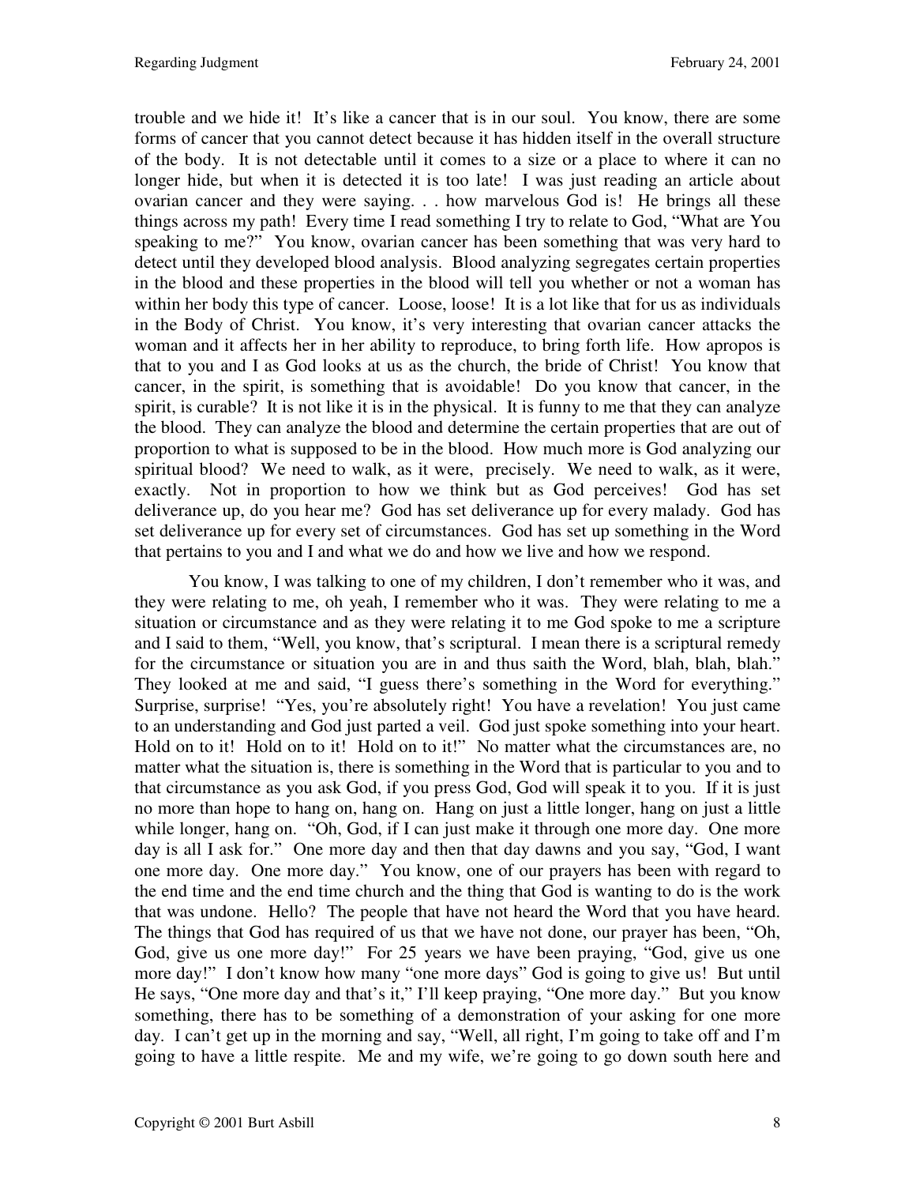trouble and we hide it! It's like a cancer that is in our soul. You know, there are some forms of cancer that you cannot detect because it has hidden itself in the overall structure of the body. It is not detectable until it comes to a size or a place to where it can no longer hide, but when it is detected it is too late! I was just reading an article about ovarian cancer and they were saying. . . how marvelous God is! He brings all these things across my path! Every time I read something I try to relate to God, "What are You speaking to me?" You know, ovarian cancer has been something that was very hard to detect until they developed blood analysis. Blood analyzing segregates certain properties in the blood and these properties in the blood will tell you whether or not a woman has within her body this type of cancer. Loose, loose! It is a lot like that for us as individuals in the Body of Christ. You know, it's very interesting that ovarian cancer attacks the woman and it affects her in her ability to reproduce, to bring forth life. How apropos is that to you and I as God looks at us as the church, the bride of Christ! You know that cancer, in the spirit, is something that is avoidable! Do you know that cancer, in the spirit, is curable? It is not like it is in the physical. It is funny to me that they can analyze the blood. They can analyze the blood and determine the certain properties that are out of proportion to what is supposed to be in the blood. How much more is God analyzing our spiritual blood? We need to walk, as it were, precisely. We need to walk, as it were, exactly. Not in proportion to how we think but as God perceives! God has set deliverance up, do you hear me? God has set deliverance up for every malady. God has set deliverance up for every set of circumstances. God has set up something in the Word that pertains to you and I and what we do and how we live and how we respond.

You know, I was talking to one of my children, I don't remember who it was, and they were relating to me, oh yeah, I remember who it was. They were relating to me a situation or circumstance and as they were relating it to me God spoke to me a scripture and I said to them, "Well, you know, that's scriptural. I mean there is a scriptural remedy for the circumstance or situation you are in and thus saith the Word, blah, blah, blah." They looked at me and said, "I guess there's something in the Word for everything." Surprise, surprise! "Yes, you're absolutely right! You have a revelation! You just came to an understanding and God just parted a veil. God just spoke something into your heart. Hold on to it! Hold on to it! Hold on to it!" No matter what the circumstances are, no matter what the situation is, there is something in the Word that is particular to you and to that circumstance as you ask God, if you press God, God will speak it to you. If it is just no more than hope to hang on, hang on. Hang on just a little longer, hang on just a little while longer, hang on. "Oh, God, if I can just make it through one more day. One more day is all I ask for." One more day and then that day dawns and you say, "God, I want one more day. One more day." You know, one of our prayers has been with regard to the end time and the end time church and the thing that God is wanting to do is the work that was undone. Hello? The people that have not heard the Word that you have heard. The things that God has required of us that we have not done, our prayer has been, "Oh, God, give us one more day!" For 25 years we have been praying, "God, give us one more day!" I don't know how many "one more days" God is going to give us! But until He says, "One more day and that's it," I'll keep praying, "One more day." But you know something, there has to be something of a demonstration of your asking for one more day. I can't get up in the morning and say, "Well, all right, I'm going to take off and I'm going to have a little respite. Me and my wife, we're going to go down south here and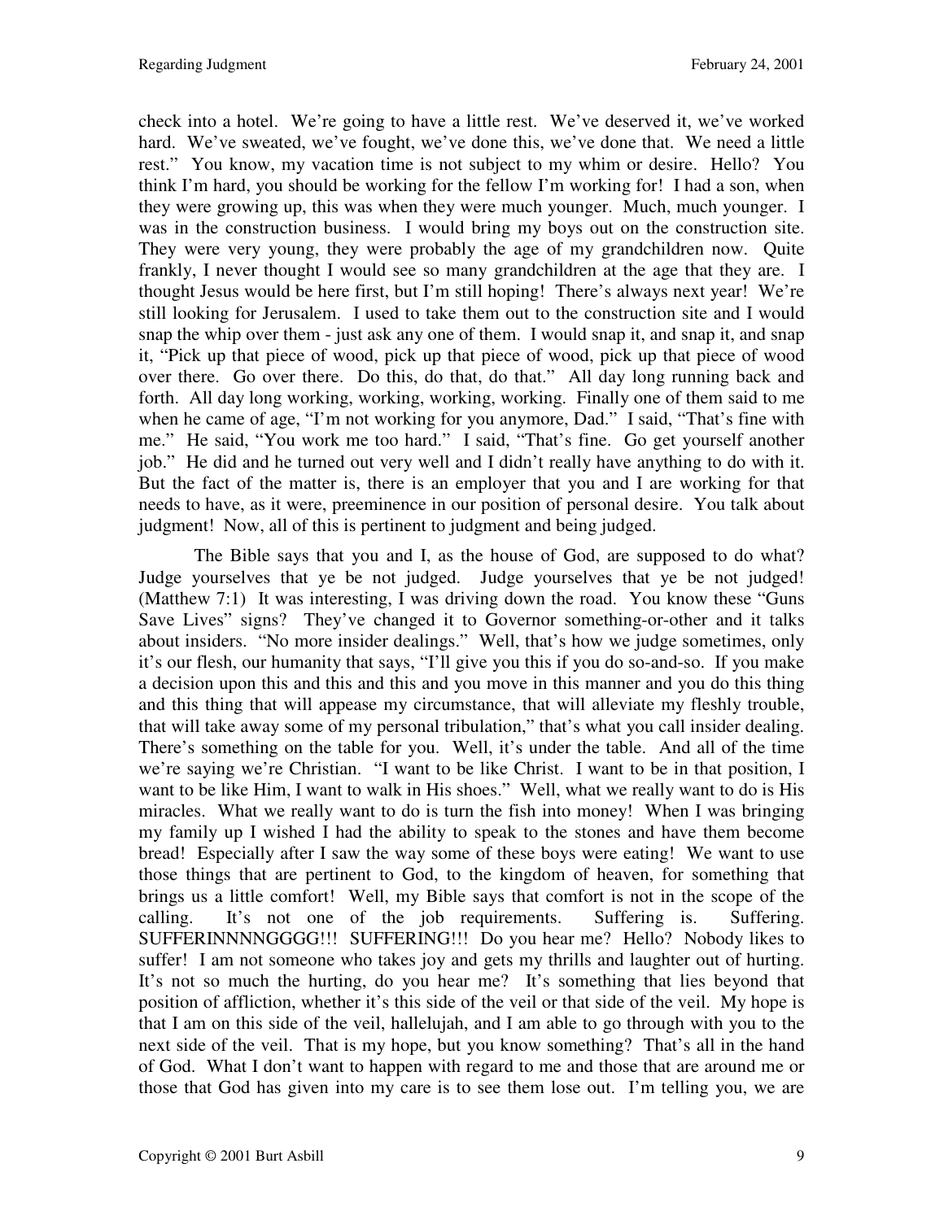check into a hotel. We're going to have a little rest. We've deserved it, we've worked hard. We've sweated, we've fought, we've done this, we've done that. We need a little rest." You know, my vacation time is not subject to my whim or desire. Hello? You think I'm hard, you should be working for the fellow I'm working for! I had a son, when they were growing up, this was when they were much younger. Much, much younger. I was in the construction business. I would bring my boys out on the construction site. They were very young, they were probably the age of my grandchildren now. Quite frankly, I never thought I would see so many grandchildren at the age that they are. I thought Jesus would be here first, but I'm still hoping! There's always next year! We're still looking for Jerusalem. I used to take them out to the construction site and I would snap the whip over them - just ask any one of them. I would snap it, and snap it, and snap it, "Pick up that piece of wood, pick up that piece of wood, pick up that piece of wood over there. Go over there. Do this, do that, do that." All day long running back and forth. All day long working, working, working, working. Finally one of them said to me when he came of age, "I'm not working for you anymore, Dad." I said, "That's fine with me." He said, "You work me too hard." I said, "That's fine. Go get yourself another job." He did and he turned out very well and I didn't really have anything to do with it. But the fact of the matter is, there is an employer that you and I are working for that needs to have, as it were, preeminence in our position of personal desire. You talk about judgment! Now, all of this is pertinent to judgment and being judged.

The Bible says that you and I, as the house of God, are supposed to do what? Judge yourselves that ye be not judged. Judge yourselves that ye be not judged! (Matthew 7:1) It was interesting, I was driving down the road. You know these "Guns Save Lives" signs? They've changed it to Governor something-or-other and it talks about insiders. "No more insider dealings." Well, that's how we judge sometimes, only it's our flesh, our humanity that says, "I'll give you this if you do so-and-so. If you make a decision upon this and this and this and you move in this manner and you do this thing and this thing that will appease my circumstance, that will alleviate my fleshly trouble, that will take away some of my personal tribulation," that's what you call insider dealing. There's something on the table for you. Well, it's under the table. And all of the time we're saying we're Christian. "I want to be like Christ. I want to be in that position, I want to be like Him, I want to walk in His shoes." Well, what we really want to do is His miracles. What we really want to do is turn the fish into money! When I was bringing my family up I wished I had the ability to speak to the stones and have them become bread! Especially after I saw the way some of these boys were eating! We want to use those things that are pertinent to God, to the kingdom of heaven, for something that brings us a little comfort! Well, my Bible says that comfort is not in the scope of the calling. It's not one of the job requirements. Suffering is. Suffering. SUFFERINNNNGGGG!!! SUFFERING!!! Do you hear me? Hello? Nobody likes to suffer! I am not someone who takes joy and gets my thrills and laughter out of hurting. It's not so much the hurting, do you hear me? It's something that lies beyond that position of affliction, whether it's this side of the veil or that side of the veil. My hope is that I am on this side of the veil, hallelujah, and I am able to go through with you to the next side of the veil. That is my hope, but you know something? That's all in the hand of God. What I don't want to happen with regard to me and those that are around me or those that God has given into my care is to see them lose out. I'm telling you, we are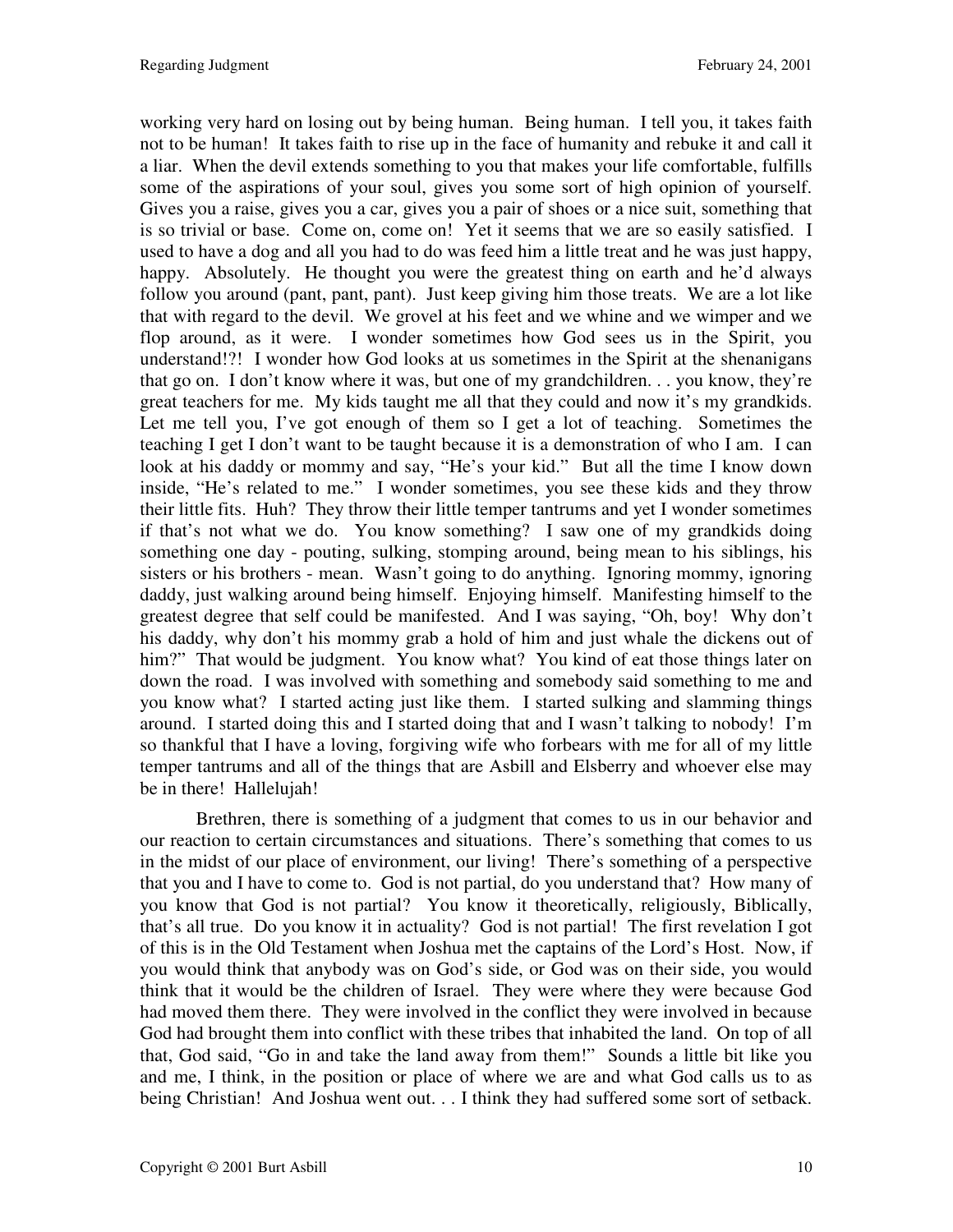working very hard on losing out by being human. Being human. I tell you, it takes faith not to be human! It takes faith to rise up in the face of humanity and rebuke it and call it a liar. When the devil extends something to you that makes your life comfortable, fulfills some of the aspirations of your soul, gives you some sort of high opinion of yourself. Gives you a raise, gives you a car, gives you a pair of shoes or a nice suit, something that is so trivial or base. Come on, come on! Yet it seems that we are so easily satisfied. I used to have a dog and all you had to do was feed him a little treat and he was just happy, happy. Absolutely. He thought you were the greatest thing on earth and he'd always follow you around (pant, pant, pant). Just keep giving him those treats. We are a lot like that with regard to the devil. We grovel at his feet and we whine and we wimper and we flop around, as it were. I wonder sometimes how God sees us in the Spirit, you understand!?! I wonder how God looks at us sometimes in the Spirit at the shenanigans that go on. I don't know where it was, but one of my grandchildren. . . you know, they're great teachers for me. My kids taught me all that they could and now it's my grandkids. Let me tell you, I've got enough of them so I get a lot of teaching. Sometimes the teaching I get I don't want to be taught because it is a demonstration of who I am. I can look at his daddy or mommy and say, "He's your kid." But all the time I know down inside, "He's related to me." I wonder sometimes, you see these kids and they throw their little fits. Huh? They throw their little temper tantrums and yet I wonder sometimes if that's not what we do. You know something? I saw one of my grandkids doing something one day - pouting, sulking, stomping around, being mean to his siblings, his sisters or his brothers - mean. Wasn't going to do anything. Ignoring mommy, ignoring daddy, just walking around being himself. Enjoying himself. Manifesting himself to the greatest degree that self could be manifested. And I was saying, "Oh, boy! Why don't his daddy, why don't his mommy grab a hold of him and just whale the dickens out of him?" That would be judgment. You know what? You kind of eat those things later on down the road. I was involved with something and somebody said something to me and you know what? I started acting just like them. I started sulking and slamming things around. I started doing this and I started doing that and I wasn't talking to nobody! I'm so thankful that I have a loving, forgiving wife who forbears with me for all of my little temper tantrums and all of the things that are Asbill and Elsberry and whoever else may be in there! Hallelujah!

Brethren, there is something of a judgment that comes to us in our behavior and our reaction to certain circumstances and situations. There's something that comes to us in the midst of our place of environment, our living! There's something of a perspective that you and I have to come to. God is not partial, do you understand that? How many of you know that God is not partial? You know it theoretically, religiously, Biblically, that's all true. Do you know it in actuality? God is not partial! The first revelation I got of this is in the Old Testament when Joshua met the captains of the Lord's Host. Now, if you would think that anybody was on God's side, or God was on their side, you would think that it would be the children of Israel. They were where they were because God had moved them there. They were involved in the conflict they were involved in because God had brought them into conflict with these tribes that inhabited the land. On top of all that, God said, "Go in and take the land away from them!" Sounds a little bit like you and me, I think, in the position or place of where we are and what God calls us to as being Christian! And Joshua went out. . . I think they had suffered some sort of setback.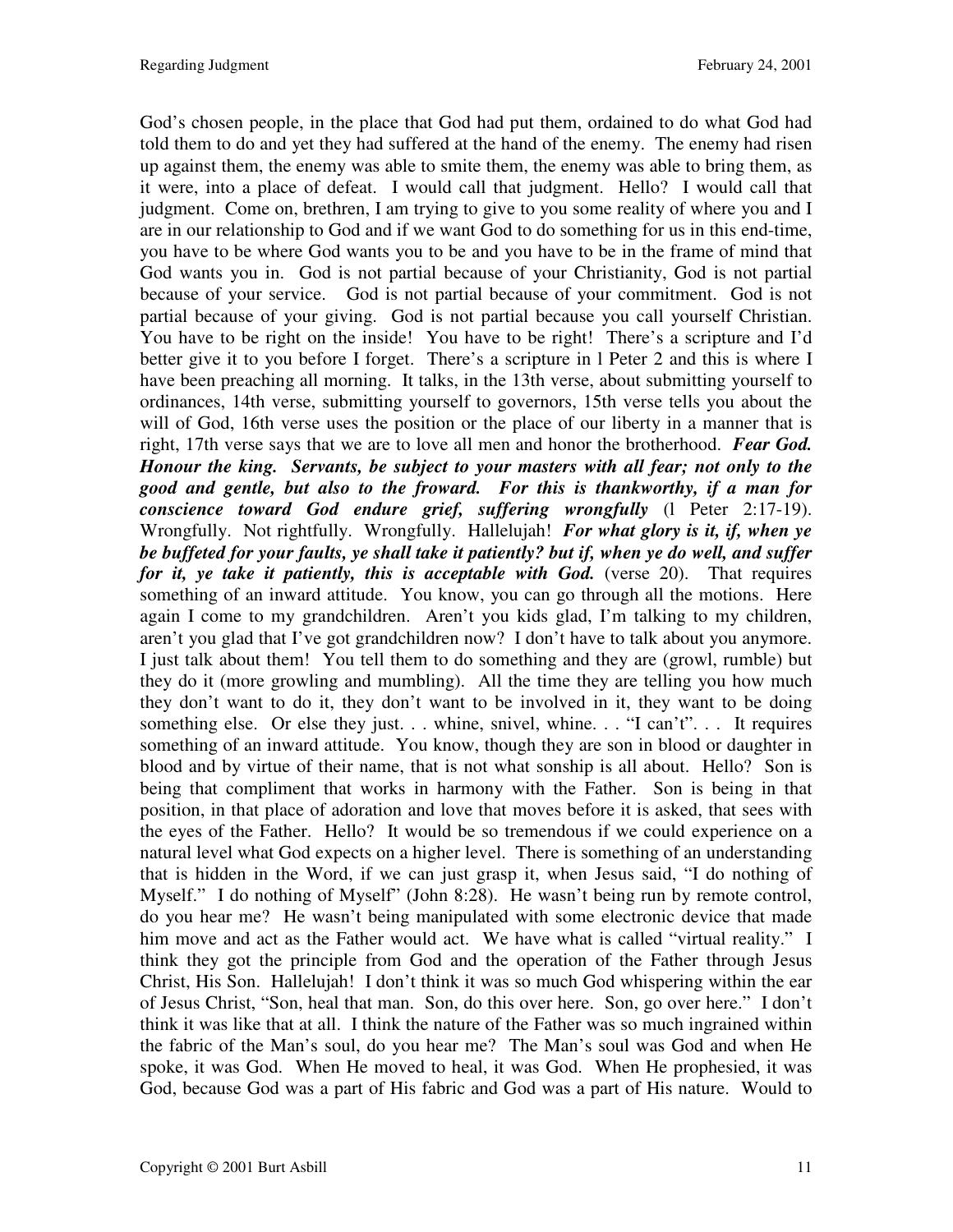God's chosen people, in the place that God had put them, ordained to do what God had told them to do and yet they had suffered at the hand of the enemy. The enemy had risen up against them, the enemy was able to smite them, the enemy was able to bring them, as it were, into a place of defeat. I would call that judgment. Hello? I would call that judgment. Come on, brethren, I am trying to give to you some reality of where you and I are in our relationship to God and if we want God to do something for us in this end-time, you have to be where God wants you to be and you have to be in the frame of mind that God wants you in. God is not partial because of your Christianity, God is not partial because of your service. God is not partial because of your commitment. God is not partial because of your giving. God is not partial because you call yourself Christian. You have to be right on the inside! You have to be right! There's a scripture and I'd better give it to you before I forget. There's a scripture in l Peter 2 and this is where I have been preaching all morning. It talks, in the 13th verse, about submitting yourself to ordinances, 14th verse, submitting yourself to governors, 15th verse tells you about the will of God, 16th verse uses the position or the place of our liberty in a manner that is right, 17th verse says that we are to love all men and honor the brotherhood. ***Fear God. Honour the king. Servants, be subject to your masters with all fear; not only to the good and gentle, but also to the froward. For this is thankworthy, if a man for conscience toward God endure grief, suffering wrongfully*** (l Peter 2:17-19). Wrongfully. Not rightfully. Wrongfully. Hallelujah! ***For what glory is it, if, when ye be buffeted for your faults, ye shall take it patiently? but if, when ye do well, and suffer for it, ye take it patiently, this is acceptable with God.*** (verse 20). That requires something of an inward attitude. You know, you can go through all the motions. Here again I come to my grandchildren. Aren't you kids glad, I'm talking to my children, aren't you glad that I've got grandchildren now? I don't have to talk about you anymore. I just talk about them! You tell them to do something and they are (growl, rumble) but they do it (more growling and mumbling). All the time they are telling you how much they don't want to do it, they don't want to be involved in it, they want to be doing something else. Or else they just. . . whine, snivel, whine. . . "I can't". . . It requires something of an inward attitude. You know, though they are son in blood or daughter in blood and by virtue of their name, that is not what sonship is all about. Hello? Son is being that compliment that works in harmony with the Father. Son is being in that position, in that place of adoration and love that moves before it is asked, that sees with the eyes of the Father. Hello? It would be so tremendous if we could experience on a natural level what God expects on a higher level. There is something of an understanding that is hidden in the Word, if we can just grasp it, when Jesus said, "I do nothing of Myself." I do nothing of Myself" (John 8:28). He wasn't being run by remote control, do you hear me? He wasn't being manipulated with some electronic device that made him move and act as the Father would act. We have what is called "virtual reality." I think they got the principle from God and the operation of the Father through Jesus Christ, His Son. Hallelujah! I don't think it was so much God whispering within the ear of Jesus Christ, "Son, heal that man. Son, do this over here. Son, go over here." I don't think it was like that at all. I think the nature of the Father was so much ingrained within the fabric of the Man's soul, do you hear me? The Man's soul was God and when He spoke, it was God. When He moved to heal, it was God. When He prophesied, it was God, because God was a part of His fabric and God was a part of His nature. Would to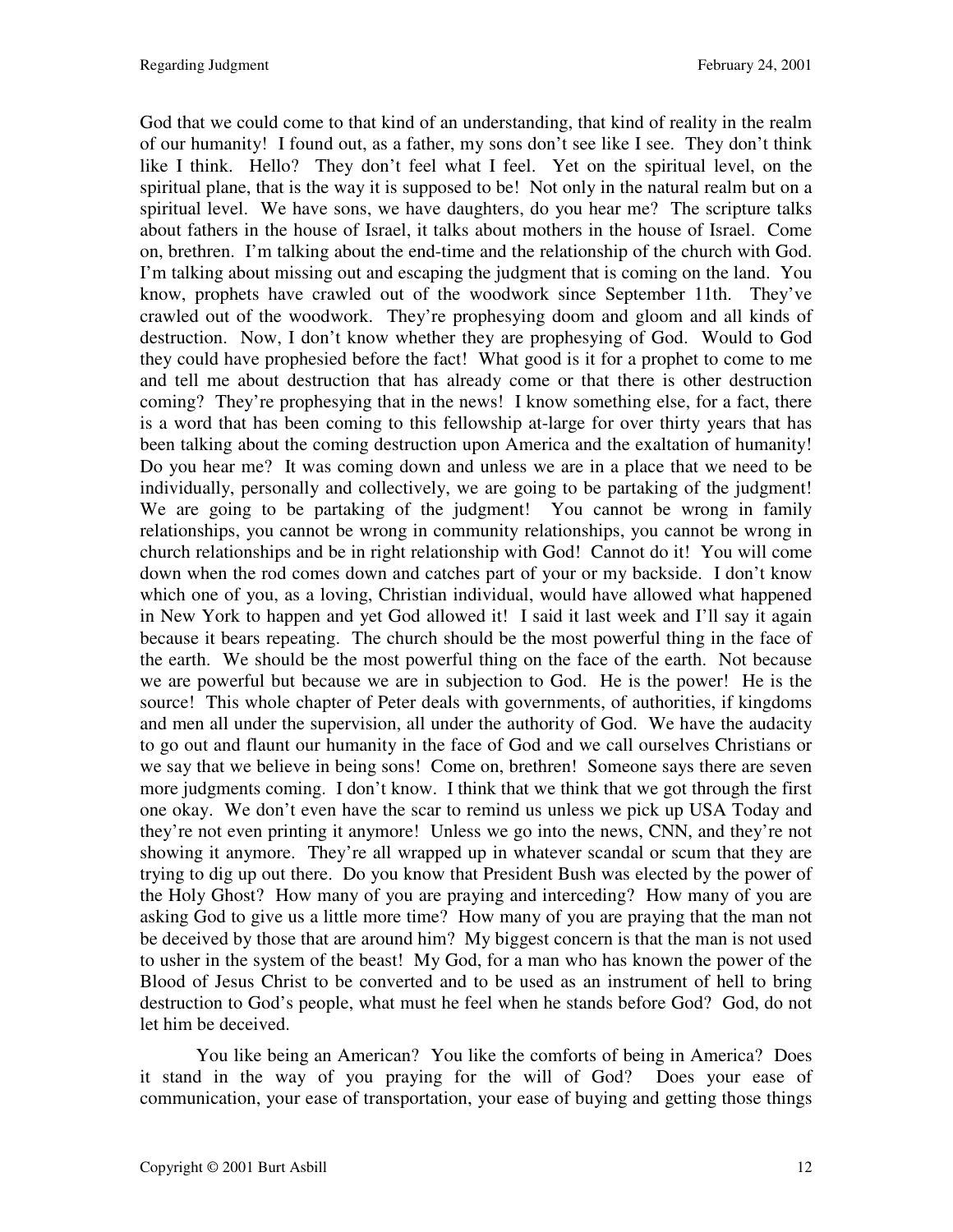God that we could come to that kind of an understanding, that kind of reality in the realm of our humanity! I found out, as a father, my sons don't see like I see. They don't think like I think. Hello? They don't feel what I feel. Yet on the spiritual level, on the spiritual plane, that is the way it is supposed to be! Not only in the natural realm but on a spiritual level. We have sons, we have daughters, do you hear me? The scripture talks about fathers in the house of Israel, it talks about mothers in the house of Israel. Come on, brethren. I'm talking about the end-time and the relationship of the church with God. I'm talking about missing out and escaping the judgment that is coming on the land. You know, prophets have crawled out of the woodwork since September 11th. They've crawled out of the woodwork. They're prophesying doom and gloom and all kinds of destruction. Now, I don't know whether they are prophesying of God. Would to God they could have prophesied before the fact! What good is it for a prophet to come to me and tell me about destruction that has already come or that there is other destruction coming? They're prophesying that in the news! I know something else, for a fact, there is a word that has been coming to this fellowship at-large for over thirty years that has been talking about the coming destruction upon America and the exaltation of humanity! Do you hear me? It was coming down and unless we are in a place that we need to be individually, personally and collectively, we are going to be partaking of the judgment! We are going to be partaking of the judgment! You cannot be wrong in family relationships, you cannot be wrong in community relationships, you cannot be wrong in church relationships and be in right relationship with God! Cannot do it! You will come down when the rod comes down and catches part of your or my backside. I don't know which one of you, as a loving, Christian individual, would have allowed what happened in New York to happen and yet God allowed it! I said it last week and I'll say it again because it bears repeating. The church should be the most powerful thing in the face of the earth. We should be the most powerful thing on the face of the earth. Not because we are powerful but because we are in subjection to God. He is the power! He is the source! This whole chapter of Peter deals with governments, of authorities, if kingdoms and men all under the supervision, all under the authority of God. We have the audacity to go out and flaunt our humanity in the face of God and we call ourselves Christians or we say that we believe in being sons! Come on, brethren! Someone says there are seven more judgments coming. I don't know. I think that we think that we got through the first one okay. We don't even have the scar to remind us unless we pick up USA Today and they're not even printing it anymore! Unless we go into the news, CNN, and they're not showing it anymore. They're all wrapped up in whatever scandal or scum that they are trying to dig up out there. Do you know that President Bush was elected by the power of the Holy Ghost? How many of you are praying and interceding? How many of you are asking God to give us a little more time? How many of you are praying that the man not be deceived by those that are around him? My biggest concern is that the man is not used to usher in the system of the beast! My God, for a man who has known the power of the Blood of Jesus Christ to be converted and to be used as an instrument of hell to bring destruction to God's people, what must he feel when he stands before God? God, do not let him be deceived.

You like being an American? You like the comforts of being in America? Does it stand in the way of you praying for the will of God? Does your ease of communication, your ease of transportation, your ease of buying and getting those things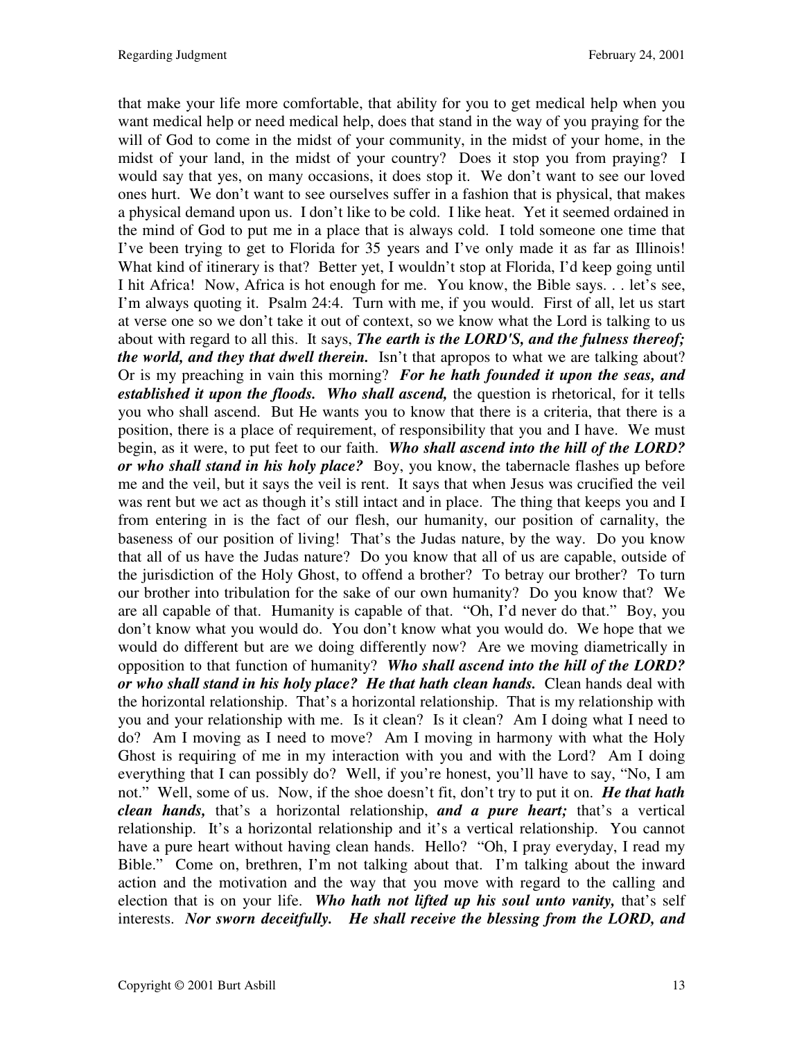that make your life more comfortable, that ability for you to get medical help when you want medical help or need medical help, does that stand in the way of you praying for the will of God to come in the midst of your community, in the midst of your home, in the midst of your land, in the midst of your country? Does it stop you from praying? I would say that yes, on many occasions, it does stop it. We don't want to see our loved ones hurt. We don't want to see ourselves suffer in a fashion that is physical, that makes a physical demand upon us. I don't like to be cold. I like heat. Yet it seemed ordained in the mind of God to put me in a place that is always cold. I told someone one time that I've been trying to get to Florida for 35 years and I've only made it as far as Illinois! What kind of itinerary is that? Better yet, I wouldn't stop at Florida, I'd keep going until I hit Africa! Now, Africa is hot enough for me. You know, the Bible says. . . let's see, I'm always quoting it. Psalm 24:4. Turn with me, if you would. First of all, let us start at verse one so we don't take it out of context, so we know what the Lord is talking to us about with regard to all this. It says, ***The earth is the LORD'S, and the fulness thereof; the world, and they that dwell therein.*** Isn't that apropos to what we are talking about? Or is my preaching in vain this morning? ***For he hath founded it upon the seas, and established it upon the floods. Who shall ascend,*** the question is rhetorical, for it tells you who shall ascend. But He wants you to know that there is a criteria, that there is a position, there is a place of requirement, of responsibility that you and I have. We must begin, as it were, to put feet to our faith. ***Who shall ascend into the hill of the LORD? or who shall stand in his holy place?*** Boy, you know, the tabernacle flashes up before me and the veil, but it says the veil is rent. It says that when Jesus was crucified the veil was rent but we act as though it's still intact and in place. The thing that keeps you and I from entering in is the fact of our flesh, our humanity, our position of carnality, the baseness of our position of living! That's the Judas nature, by the way. Do you know that all of us have the Judas nature? Do you know that all of us are capable, outside of the jurisdiction of the Holy Ghost, to offend a brother? To betray our brother? To turn our brother into tribulation for the sake of our own humanity? Do you know that? We are all capable of that. Humanity is capable of that. "Oh, I'd never do that." Boy, you don't know what you would do. You don't know what you would do. We hope that we would do different but are we doing differently now? Are we moving diametrically in opposition to that function of humanity? ***Who shall ascend into the hill of the LORD? or who shall stand in his holy place? He that hath clean hands.*** Clean hands deal with the horizontal relationship. That's a horizontal relationship. That is my relationship with you and your relationship with me. Is it clean? Is it clean? Am I doing what I need to do? Am I moving as I need to move? Am I moving in harmony with what the Holy Ghost is requiring of me in my interaction with you and with the Lord? Am I doing everything that I can possibly do? Well, if you're honest, you'll have to say, "No, I am not." Well, some of us. Now, if the shoe doesn't fit, don't try to put it on. ***He that hath clean hands,*** that's a horizontal relationship, ***and a pure heart;*** that's a vertical relationship. It's a horizontal relationship and it's a vertical relationship. You cannot have a pure heart without having clean hands. Hello? "Oh, I pray everyday, I read my Bible." Come on, brethren, I'm not talking about that. I'm talking about the inward action and the motivation and the way that you move with regard to the calling and election that is on your life. ***Who hath not lifted up his soul unto vanity,*** that's self interests. ***Nor sworn deceitfully. He shall receive the blessing from the LORD, and***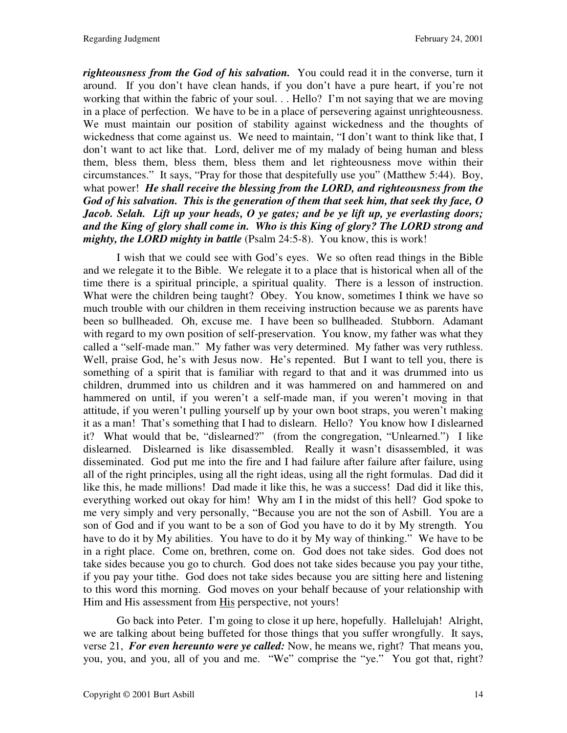***righteousness from the God of his salvation.*** You could read it in the converse, turn it around. If you don't have clean hands, if you don't have a pure heart, if you're not working that within the fabric of your soul. . . Hello? I'm not saying that we are moving in a place of perfection. We have to be in a place of persevering against unrighteousness. We must maintain our position of stability against wickedness and the thoughts of wickedness that come against us. We need to maintain, "I don't want to think like that, I don't want to act like that. Lord, deliver me of my malady of being human and bless them, bless them, bless them, bless them and let righteousness move within their circumstances." It says, "Pray for those that despitefully use you" (Matthew 5:44). Boy, what power! ***He shall receive the blessing from the LORD, and righteousness from the God of his salvation. This is the generation of them that seek him, that seek thy face, O Jacob. Selah. Lift up your heads, O ye gates; and be ye lift up, ye everlasting doors; and the King of glory shall come in. Who is this King of glory? The LORD strong and mighty, the LORD mighty in battle*** (Psalm 24:5-8). You know, this is work!

I wish that we could see with God's eyes. We so often read things in the Bible and we relegate it to the Bible. We relegate it to a place that is historical when all of the time there is a spiritual principle, a spiritual quality. There is a lesson of instruction. What were the children being taught? Obey. You know, sometimes I think we have so much trouble with our children in them receiving instruction because we as parents have been so bullheaded. Oh, excuse me. I have been so bullheaded. Stubborn. Adamant with regard to my own position of self-preservation. You know, my father was what they called a "self-made man." My father was very determined. My father was very ruthless. Well, praise God, he's with Jesus now. He's repented. But I want to tell you, there is something of a spirit that is familiar with regard to that and it was drummed into us children, drummed into us children and it was hammered on and hammered on and hammered on until, if you weren't a self-made man, if you weren't moving in that attitude, if you weren't pulling yourself up by your own boot straps, you weren't making it as a man! That's something that I had to dislearn. Hello? You know how I dislearned it? What would that be, "dislearned?" (from the congregation, "Unlearned.") I like dislearned. Dislearned is like disassembled. Really it wasn't disassembled, it was disseminated. God put me into the fire and I had failure after failure after failure, using all of the right principles, using all the right ideas, using all the right formulas. Dad did it like this, he made millions! Dad made it like this, he was a success! Dad did it like this, everything worked out okay for him! Why am I in the midst of this hell? God spoke to me very simply and very personally, "Because you are not the son of Asbill. You are a son of God and if you want to be a son of God you have to do it by My strength. You have to do it by My abilities. You have to do it by My way of thinking." We have to be in a right place. Come on, brethren, come on. God does not take sides. God does not take sides because you go to church. God does not take sides because you pay your tithe, if you pay your tithe. God does not take sides because you are sitting here and listening to this word this morning. God moves on your behalf because of your relationship with Him and His assessment from His perspective, not yours!

Go back into Peter. I'm going to close it up here, hopefully. Hallelujah! Alright, we are talking about being buffeted for those things that you suffer wrongfully. It says, verse 21, ***For even hereunto were ye called:*** Now, he means we, right? That means you, you, you, and you, all of you and me. "We" comprise the "ye." You got that, right?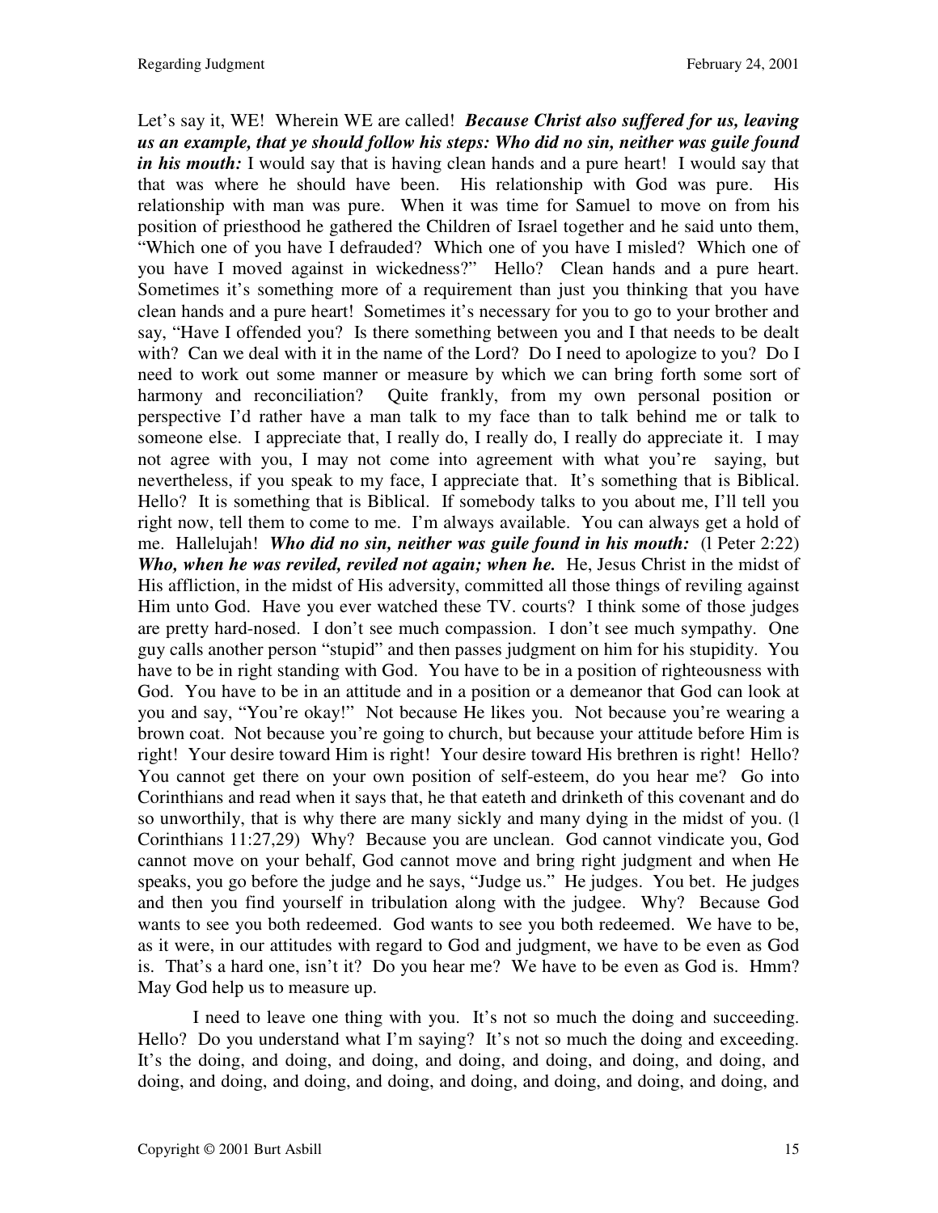Let's say it, WE! Wherein WE are called! ***Because Christ also suffered for us, leaving us an example, that ye should follow his steps: Who did no sin, neither was guile found in his mouth:*** I would say that is having clean hands and a pure heart! I would say that that was where he should have been. His relationship with God was pure. His relationship with man was pure. When it was time for Samuel to move on from his position of priesthood he gathered the Children of Israel together and he said unto them, "Which one of you have I defrauded? Which one of you have I misled? Which one of you have I moved against in wickedness?" Hello? Clean hands and a pure heart. Sometimes it's something more of a requirement than just you thinking that you have clean hands and a pure heart! Sometimes it's necessary for you to go to your brother and say, "Have I offended you? Is there something between you and I that needs to be dealt with? Can we deal with it in the name of the Lord? Do I need to apologize to you? Do I need to work out some manner or measure by which we can bring forth some sort of harmony and reconciliation? Quite frankly, from my own personal position or perspective I'd rather have a man talk to my face than to talk behind me or talk to someone else. I appreciate that, I really do, I really do, I really do appreciate it. I may not agree with you, I may not come into agreement with what you're saying, but nevertheless, if you speak to my face, I appreciate that. It's something that is Biblical. Hello? It is something that is Biblical. If somebody talks to you about me, I'll tell you right now, tell them to come to me. I'm always available. You can always get a hold of me. Hallelujah! ***Who did no sin, neither was guile found in his mouth:*** (l Peter 2:22) ***Who, when he was reviled, reviled not again; when he.*** He, Jesus Christ in the midst of His affliction, in the midst of His adversity, committed all those things of reviling against Him unto God. Have you ever watched these TV. courts? I think some of those judges are pretty hard-nosed. I don't see much compassion. I don't see much sympathy. One guy calls another person "stupid" and then passes judgment on him for his stupidity. You have to be in right standing with God. You have to be in a position of righteousness with God. You have to be in an attitude and in a position or a demeanor that God can look at you and say, "You're okay!" Not because He likes you. Not because you're wearing a brown coat. Not because you're going to church, but because your attitude before Him is right! Your desire toward Him is right! Your desire toward His brethren is right! Hello? You cannot get there on your own position of self-esteem, do you hear me? Go into Corinthians and read when it says that, he that eateth and drinketh of this covenant and do so unworthily, that is why there are many sickly and many dying in the midst of you. (l Corinthians 11:27,29) Why? Because you are unclean. God cannot vindicate you, God cannot move on your behalf, God cannot move and bring right judgment and when He speaks, you go before the judge and he says, "Judge us." He judges. You bet. He judges and then you find yourself in tribulation along with the judgee. Why? Because God wants to see you both redeemed. God wants to see you both redeemed. We have to be, as it were, in our attitudes with regard to God and judgment, we have to be even as God is. That's a hard one, isn't it? Do you hear me? We have to be even as God is. Hmm? May God help us to measure up.

I need to leave one thing with you. It's not so much the doing and succeeding. Hello? Do you understand what I'm saying? It's not so much the doing and exceeding. It's the doing, and doing, and doing, and doing, and doing, and doing, and doing, and doing, and doing, and doing, and doing, and doing, and doing, and doing, and doing, and doing, and doing, and doing, and doing, and doing, and doing, and doing, and doing, and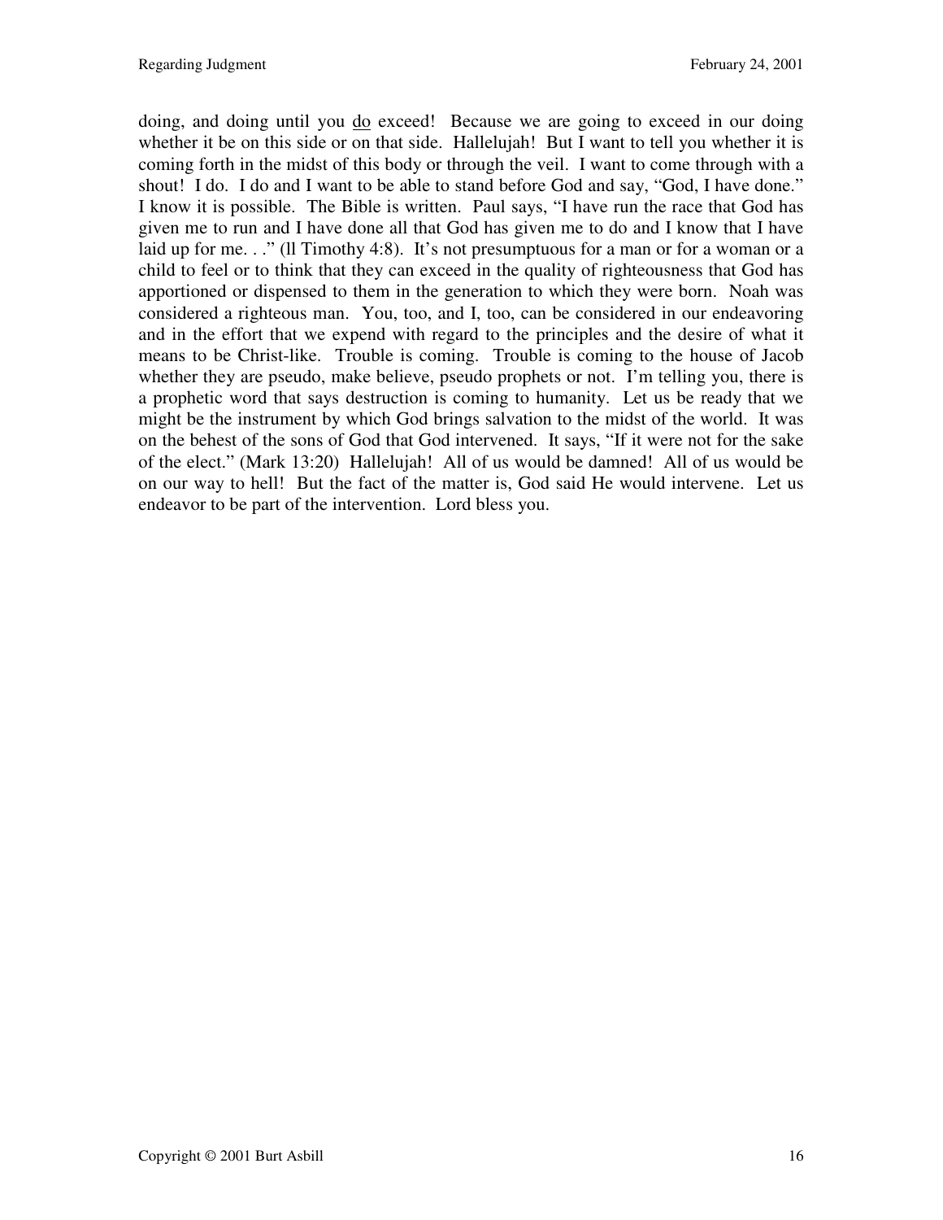doing, and doing until you <u>do</u> exceed! Because we are going to exceed in our doing whether it be on this side or on that side. Hallelujah! But I want to tell you whether it is coming forth in the midst of this body or through the veil. I want to come through with a shout! I do. I do and I want to be able to stand before God and say, "God, I have done." I know it is possible. The Bible is written. Paul says, "I have run the race that God has given me to run and I have done all that God has given me to do and I know that I have laid up for me. . ." (ll Timothy 4:8). It's not presumptuous for a man or for a woman or a child to feel or to think that they can exceed in the quality of righteousness that God has apportioned or dispensed to them in the generation to which they were born. Noah was considered a righteous man. You, too, and I, too, can be considered in our endeavoring and in the effort that we expend with regard to the principles and the desire of what it means to be Christ-like. Trouble is coming. Trouble is coming to the house of Jacob whether they are pseudo, make believe, pseudo prophets or not. I'm telling you, there is a prophetic word that says destruction is coming to humanity. Let us be ready that we might be the instrument by which God brings salvation to the midst of the world. It was on the behest of the sons of God that God intervened. It says, "If it were not for the sake of the elect." (Mark 13:20) Hallelujah! All of us would be damned! All of us would be on our way to hell! But the fact of the matter is, God said He would intervene. Let us endeavor to be part of the intervention. Lord bless you.